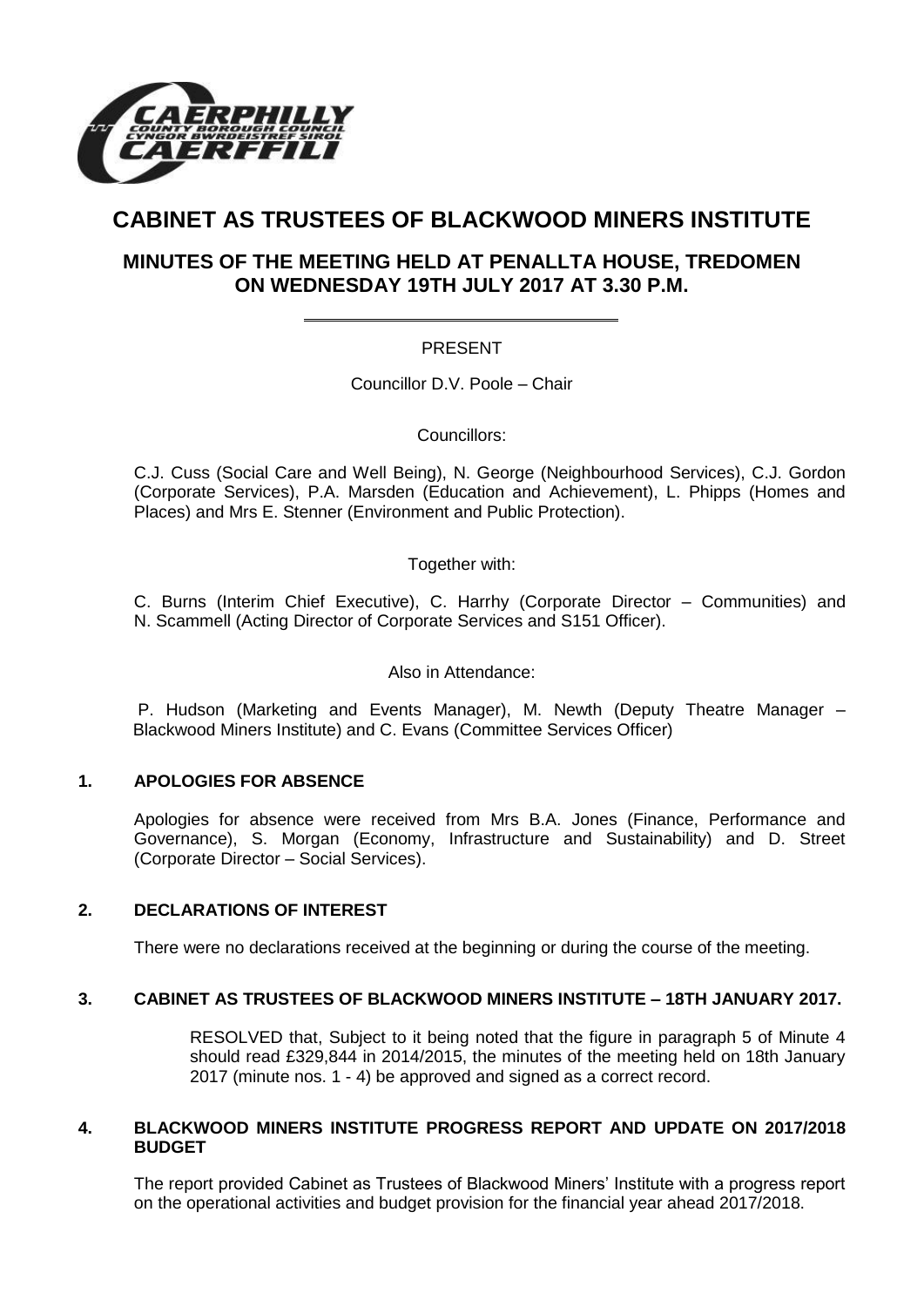# CABINET AS TRUSTEES OF BLACKWOOD MINERS INSTITUTE

## MINUTES OF THE MEETING HELD AT PENALLTA HOUSE, TREDOMEN ON WEDNESDAY 19TH JULY 2017 AT 3.30 P.M.

PRESENT

Councillor D.V. Poole – Chair

Councillors:

C.J. Cuss (Social Care and Well Being), N. George (Neighbourhood Services), C.J. Gordon (Corporate Services), P.A. Marsden (Education and Achievement), L. Phipps (Homes and Places) and Mrs E. Stenner (Environment and Public Protection).

Together with:

C. Burns (Interim Chief Executive), C. Harrhy (Corporate Director – Communities) and N. Scammell (Acting Director of Corporate Services and S151 Officer).

Also in Attendance:

P. Hudson (Marketing and Events Manager), M. Newth (Deputy Theatre Manager – Blackwood Miners Institute) and C. Evans (Committee Services Officer)

### 1. APOLOGIES FOR ABSENCE

Apologies for absence were received from Mrs B.A. Jones (Finance, Performance and Governance), S. Morgan (Economy, Infrastructure and Sustainability) and D. Street (Corporate Director – Social Services).

### 2. DECLARATIONS OF INTEREST

There were no declarations received at the beginning or during the course of the meeting.

### 3. CABINET AS TRUSTEES OF BLACKWOOD MINERS INSTITUTE – 18TH JANUARY 2017.

RESOLVED that, Subject to it being noted that the figure in paragraph 5 of Minute 4 should read £329,844 in 2014/2015, the minutes of the meeting held on 18th January 2017 (minute nos. 1 - 4) be approved and signed as a correct record.

### 4. BLACKWOOD MINERS INSTITUTE PROGRESS REPORT AND UPDATE ON 2017/2018 BUDGET

The report provided Cabinet as Trustees of Blackwood Miners' Institute with a progress report on the operational activities and budget provision for the financial year ahead 2017/2018.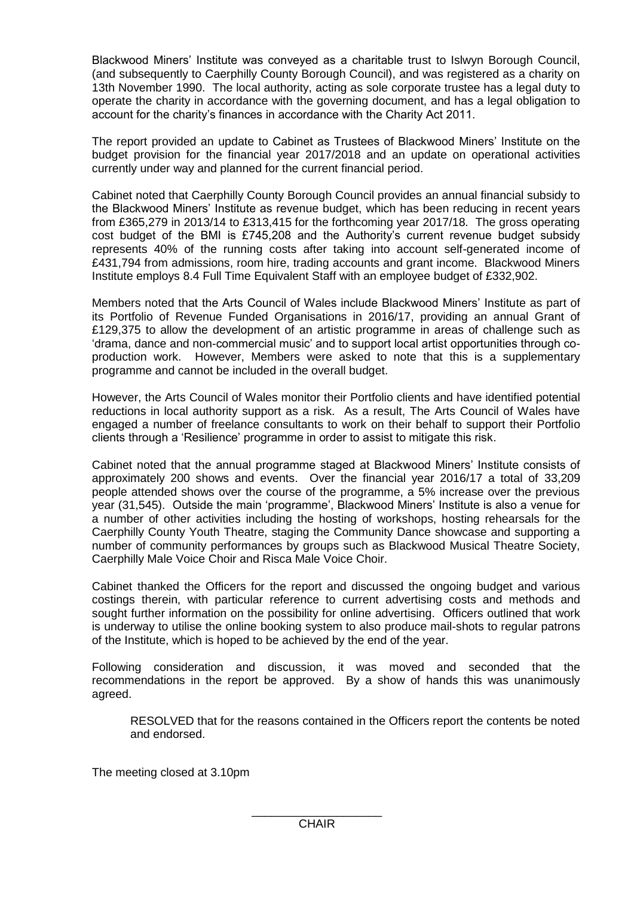Blackwood Miners' Institute was conveyed as a charitable trust to Islwyn Borough Council, (and subsequently to Caerphilly County Borough Council), and was registered as a charity on 13th November 1990. The local authority, acting as sole corporate trustee has a legal duty to operate the charity in accordance with the governing document, and has a legal obligation to account for the charity's finances in accordance with the Charity Act 2011.

The report provided an update to Cabinet as Trustees of Blackwood Miners' Institute on the budget provision for the financial year 2017/2018 and an update on operational activities currently under way and planned for the current financial period.

Cabinet noted that Caerphilly County Borough Council provides an annual financial subsidy to the Blackwood Miners' Institute as revenue budget, which has been reducing in recent years from £365,279 in 2013/14 to £313,415 for the forthcoming year 2017/18. The gross operating cost budget of the BMI is £745,208 and the Authority's current revenue budget subsidy represents 40% of the running costs after taking into account self-generated income of £431,794 from admissions, room hire, trading accounts and grant income. Blackwood Miners Institute employs 8.4 Full Time Equivalent Staff with an employee budget of £332,902.

Members noted that the Arts Council of Wales include Blackwood Miners' Institute as part of its Portfolio of Revenue Funded Organisations in 2016/17, providing an annual Grant of £129,375 to allow the development of an artistic programme in areas of challenge such as 'drama, dance and non-commercial music' and to support local artist opportunities through co-production work. However, Members were asked to note that this is a supplementary programme and cannot be included in the overall budget.

However, the Arts Council of Wales monitor their Portfolio clients and have identified potential reductions in local authority support as a risk. As a result, The Arts Council of Wales have engaged a number of freelance consultants to work on their behalf to support their Portfolio clients through a 'Resilience' programme in order to assist to mitigate this risk.

Cabinet noted that the annual programme staged at Blackwood Miners' Institute consists of approximately 200 shows and events. Over the financial year 2016/17 a total of 33,209 people attended shows over the course of the programme, a 5% increase over the previous year (31,545). Outside the main 'programme', Blackwood Miners' Institute is also a venue for a number of other activities including the hosting of workshops, hosting rehearsals for the Caerphilly County Youth Theatre, staging the Community Dance showcase and supporting a number of community performances by groups such as Blackwood Musical Theatre Society, Caerphilly Male Voice Choir and Risca Male Voice Choir.

Cabinet thanked the Officers for the report and discussed the ongoing budget and various costings therein, with particular reference to current advertising costs and methods and sought further information on the possibility for online advertising. Officers outlined that work is underway to utilise the online booking system to also produce mail-shots to regular patrons of the Institute, which is hoped to be achieved by the end of the year.

Following consideration and discussion, it was moved and seconded that the recommendations in the report be approved. By a show of hands this was unanimously agreed.

> RESOLVED that for the reasons contained in the Officers report the contents be noted and endorsed.

The meeting closed at 3.10pm

\_\_\_\_\_\_\_\_\_\_\_\_\_\_\_\_\_\_\_\_

CHAIR